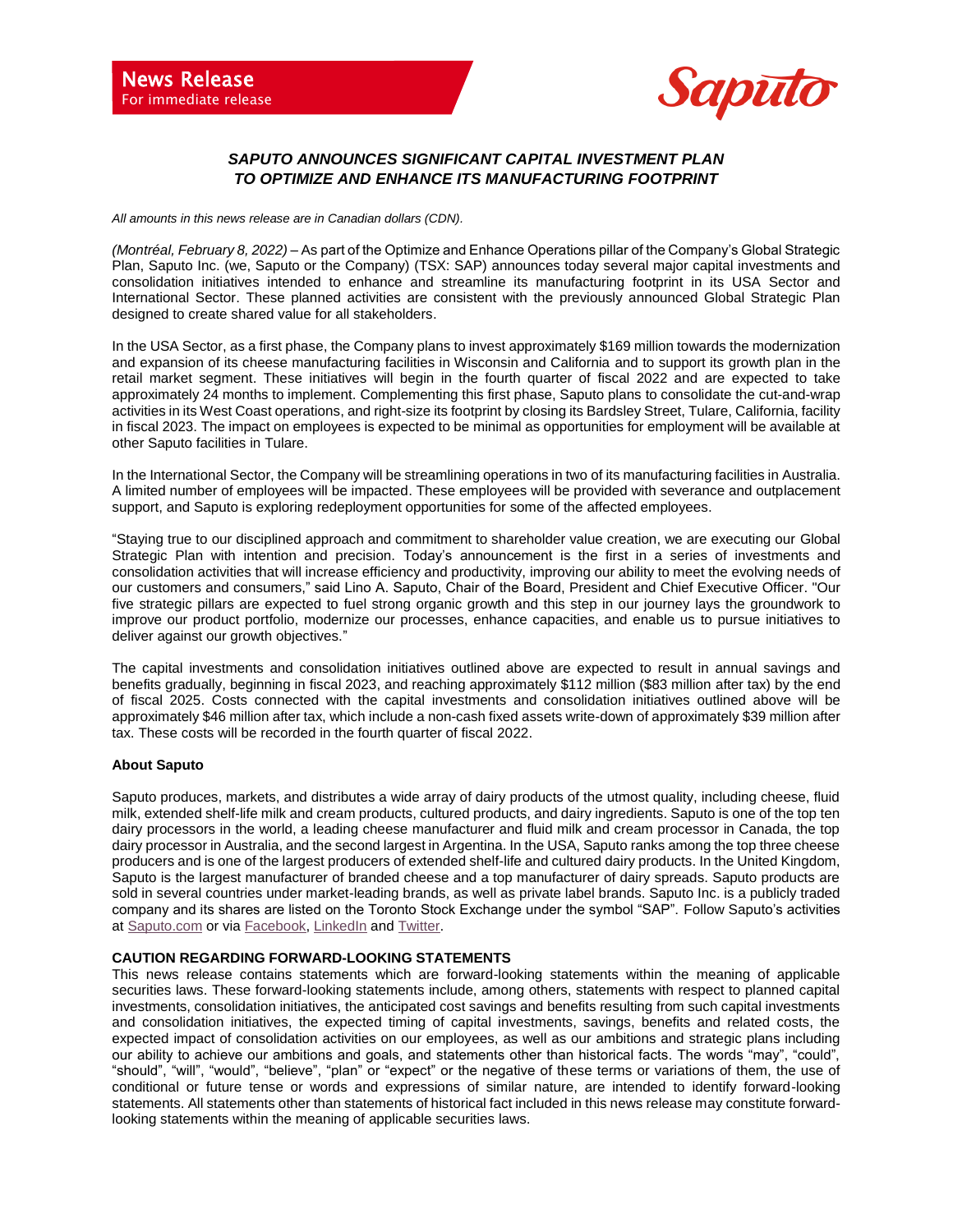**News Release**
For immediate release

Saputo

# *SAPUTO ANNOUNCES SIGNIFICANT CAPITAL INVESTMENT PLAN TO OPTIMIZE AND ENHANCE ITS MANUFACTURING FOOTPRINT*

*All amounts in this news release are in Canadian dollars (CDN).*

*(Montréal, February 8, 2022)* – As part of the Optimize and Enhance Operations pillar of the Company's Global Strategic Plan, Saputo Inc. (we, Saputo or the Company) (TSX: SAP) announces today several major capital investments and consolidation initiatives intended to enhance and streamline its manufacturing footprint in its USA Sector and International Sector. These planned activities are consistent with the previously announced Global Strategic Plan designed to create shared value for all stakeholders.

In the USA Sector, as a first phase, the Company plans to invest approximately $169 million towards the modernization and expansion of its cheese manufacturing facilities in Wisconsin and California and to support its growth plan in the retail market segment. These initiatives will begin in the fourth quarter of fiscal 2022 and are expected to take approximately 24 months to implement. Complementing this first phase, Saputo plans to consolidate the cut-and-wrap activities in its West Coast operations, and right-size its footprint by closing its Bardsley Street, Tulare, California, facility in fiscal 2023. The impact on employees is expected to be minimal as opportunities for employment will be available at other Saputo facilities in Tulare.

In the International Sector, the Company will be streamlining operations in two of its manufacturing facilities in Australia. A limited number of employees will be impacted. These employees will be provided with severance and outplacement support, and Saputo is exploring redeployment opportunities for some of the affected employees.

"Staying true to our disciplined approach and commitment to shareholder value creation, we are executing our Global Strategic Plan with intention and precision. Today's announcement is the first in a series of investments and consolidation activities that will increase efficiency and productivity, improving our ability to meet the evolving needs of our customers and consumers," said Lino A. Saputo, Chair of the Board, President and Chief Executive Officer. "Our five strategic pillars are expected to fuel strong organic growth and this step in our journey lays the groundwork to improve our product portfolio, modernize our processes, enhance capacities, and enable us to pursue initiatives to deliver against our growth objectives."

The capital investments and consolidation initiatives outlined above are expected to result in annual savings and benefits gradually, beginning in fiscal 2023, and reaching approximately $112 million ($83 million after tax) by the end of fiscal 2025. Costs connected with the capital investments and consolidation initiatives outlined above will be approximately $46 million after tax, which include a non-cash fixed assets write-down of approximately $39 million after tax. These costs will be recorded in the fourth quarter of fiscal 2022.

**About Saputo**

Saputo produces, markets, and distributes a wide array of dairy products of the utmost quality, including cheese, fluid milk, extended shelf-life milk and cream products, cultured products, and dairy ingredients. Saputo is one of the top ten dairy processors in the world, a leading cheese manufacturer and fluid milk and cream processor in Canada, the top dairy processor in Australia, and the second largest in Argentina. In the USA, Saputo ranks among the top three cheese producers and is one of the largest producers of extended shelf-life and cultured dairy products. In the United Kingdom, Saputo is the largest manufacturer of branded cheese and a top manufacturer of dairy spreads. Saputo products are sold in several countries under market-leading brands, as well as private label brands. Saputo Inc. is a publicly traded company and its shares are listed on the Toronto Stock Exchange under the symbol "SAP". Follow Saputo's activities at Saputo.com or via Facebook, LinkedIn and Twitter.

**CAUTION REGARDING FORWARD-LOOKING STATEMENTS**

This news release contains statements which are forward-looking statements within the meaning of applicable securities laws. These forward-looking statements include, among others, statements with respect to planned capital investments, consolidation initiatives, the anticipated cost savings and benefits resulting from such capital investments and consolidation initiatives, the expected timing of capital investments, savings, benefits and related costs, the expected impact of consolidation activities on our employees, as well as our ambitions and strategic plans including our ability to achieve our ambitions and goals, and statements other than historical facts. The words "may", "could", "should", "will", "would", "believe", "plan" or "expect" or the negative of these terms or variations of them, the use of conditional or future tense or words and expressions of similar nature, are intended to identify forward-looking statements. All statements other than statements of historical fact included in this news release may constitute forward-looking statements within the meaning of applicable securities laws.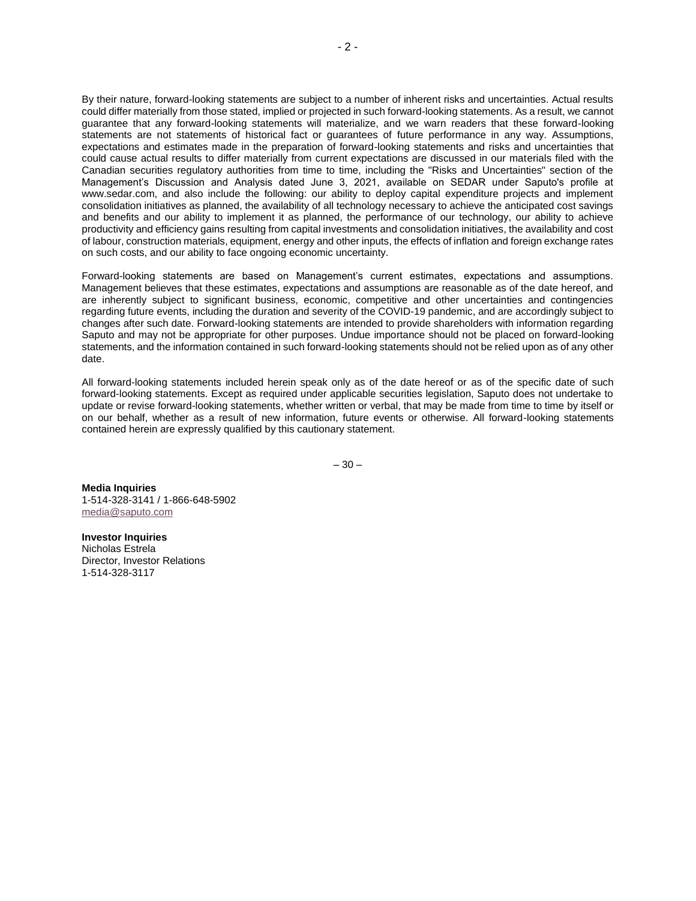By their nature, forward-looking statements are subject to a number of inherent risks and uncertainties. Actual results could differ materially from those stated, implied or projected in such forward-looking statements. As a result, we cannot guarantee that any forward-looking statements will materialize, and we warn readers that these forward-looking statements are not statements of historical fact or guarantees of future performance in any way. Assumptions, expectations and estimates made in the preparation of forward-looking statements and risks and uncertainties that could cause actual results to differ materially from current expectations are discussed in our materials filed with the Canadian securities regulatory authorities from time to time, including the "Risks and Uncertainties" section of the Management's Discussion and Analysis dated June 3, 2021, available on SEDAR under Saputo's profile at www.sedar.com, and also include the following: our ability to deploy capital expenditure projects and implement consolidation initiatives as planned, the availability of all technology necessary to achieve the anticipated cost savings and benefits and our ability to implement it as planned, the performance of our technology, our ability to achieve productivity and efficiency gains resulting from capital investments and consolidation initiatives, the availability and cost of labour, construction materials, equipment, energy and other inputs, the effects of inflation and foreign exchange rates on such costs, and our ability to face ongoing economic uncertainty.

Forward-looking statements are based on Management's current estimates, expectations and assumptions. Management believes that these estimates, expectations and assumptions are reasonable as of the date hereof, and are inherently subject to significant business, economic, competitive and other uncertainties and contingencies regarding future events, including the duration and severity of the COVID-19 pandemic, and are accordingly subject to changes after such date. Forward-looking statements are intended to provide shareholders with information regarding Saputo and may not be appropriate for other purposes. Undue importance should not be placed on forward-looking statements, and the information contained in such forward-looking statements should not be relied upon as of any other date.

All forward-looking statements included herein speak only as of the date hereof or as of the specific date of such forward-looking statements. Except as required under applicable securities legislation, Saputo does not undertake to update or revise forward-looking statements, whether written or verbal, that may be made from time to time by itself or on our behalf, whether as a result of new information, future events or otherwise. All forward-looking statements contained herein are expressly qualified by this cautionary statement.

– 30 –

**Media Inquiries**
1-514-328-3141 / 1-866-648-5902
media@saputo.com

**Investor Inquiries**
Nicholas Estrela
Director, Investor Relations
1-514-328-3117